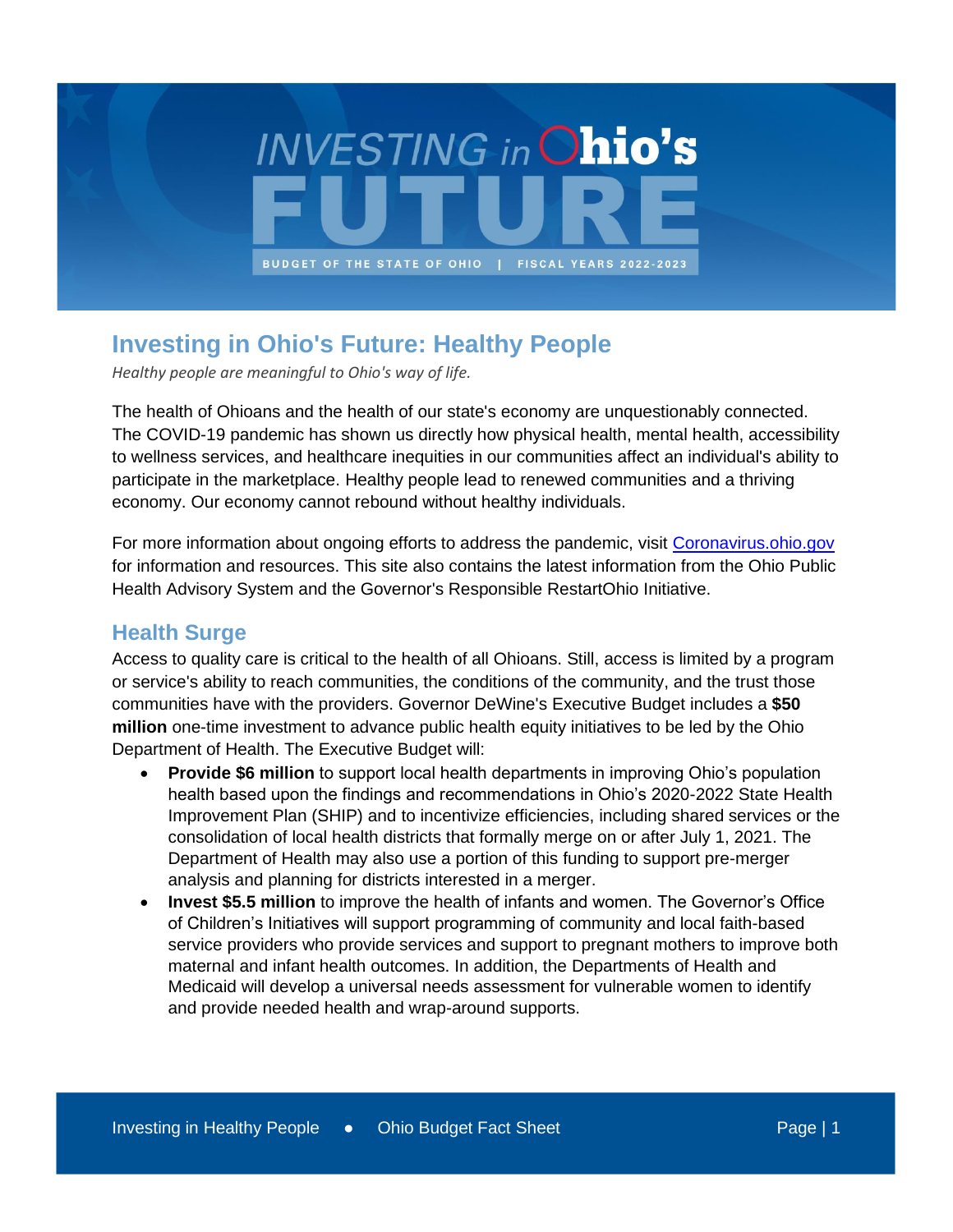# INVESTING in Ohio's FUTURE

BUDGET OF THE STATE OF OHIO | FISCAL YEARS 2022-2023

## Investing in Ohio's Future: Healthy People

*Healthy people are meaningful to Ohio's way of life.*

The health of Ohioans and the health of our state's economy are unquestionably connected. The COVID-19 pandemic has shown us directly how physical health, mental health, accessibility to wellness services, and healthcare inequities in our communities affect an individual's ability to participate in the marketplace. Healthy people lead to renewed communities and a thriving economy. Our economy cannot rebound without healthy individuals.

For more information about ongoing efforts to address the pandemic, visit Coronavirus.ohio.gov for information and resources. This site also contains the latest information from the Ohio Public Health Advisory System and the Governor's Responsible RestartOhio Initiative.

### Health Surge

Access to quality care is critical to the health of all Ohioans. Still, access is limited by a program or service's ability to reach communities, the conditions of the community, and the trust those communities have with the providers. Governor DeWine's Executive Budget includes a **$50 million** one-time investment to advance public health equity initiatives to be led by the Ohio Department of Health. The Executive Budget will:

- **Provide $6 million** to support local health departments in improving Ohio's population health based upon the findings and recommendations in Ohio's 2020-2022 State Health Improvement Plan (SHIP) and to incentivize efficiencies, including shared services or the consolidation of local health districts that formally merge on or after July 1, 2021. The Department of Health may also use a portion of this funding to support pre-merger analysis and planning for districts interested in a merger.
- **Invest $5.5 million** to improve the health of infants and women. The Governor's Office of Children's Initiatives will support programming of community and local faith-based service providers who provide services and support to pregnant mothers to improve both maternal and infant health outcomes. In addition, the Departments of Health and Medicaid will develop a universal needs assessment for vulnerable women to identify and provide needed health and wrap-around supports.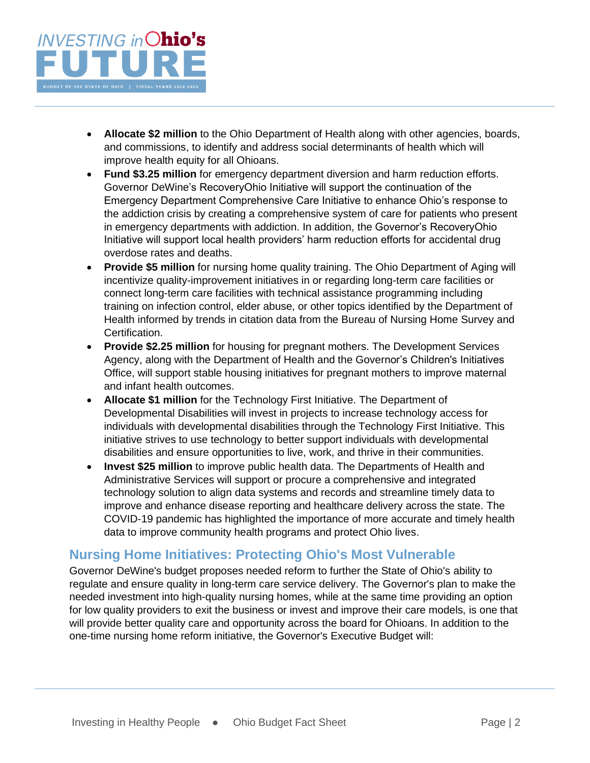- **Allocate $2 million** to the Ohio Department of Health along with other agencies, boards, and commissions, to identify and address social determinants of health which will improve health equity for all Ohioans.
- **Fund $3.25 million** for emergency department diversion and harm reduction efforts. Governor DeWine's RecoveryOhio Initiative will support the continuation of the Emergency Department Comprehensive Care Initiative to enhance Ohio's response to the addiction crisis by creating a comprehensive system of care for patients who present in emergency departments with addiction. In addition, the Governor's RecoveryOhio Initiative will support local health providers' harm reduction efforts for accidental drug overdose rates and deaths.
- **Provide $5 million** for nursing home quality training. The Ohio Department of Aging will incentivize quality-improvement initiatives in or regarding long-term care facilities or connect long-term care facilities with technical assistance programming including training on infection control, elder abuse, or other topics identified by the Department of Health informed by trends in citation data from the Bureau of Nursing Home Survey and Certification.
- **Provide $2.25 million** for housing for pregnant mothers. The Development Services Agency, along with the Department of Health and the Governor's Children's Initiatives Office, will support stable housing initiatives for pregnant mothers to improve maternal and infant health outcomes.
- **Allocate $1 million** for the Technology First Initiative. The Department of Developmental Disabilities will invest in projects to increase technology access for individuals with developmental disabilities through the Technology First Initiative. This initiative strives to use technology to better support individuals with developmental disabilities and ensure opportunities to live, work, and thrive in their communities.
- **Invest $25 million** to improve public health data. The Departments of Health and Administrative Services will support or procure a comprehensive and integrated technology solution to align data systems and records and streamline timely data to improve and enhance disease reporting and healthcare delivery across the state. The COVID-19 pandemic has highlighted the importance of more accurate and timely health data to improve community health programs and protect Ohio lives.

## Nursing Home Initiatives: Protecting Ohio's Most Vulnerable

Governor DeWine's budget proposes needed reform to further the State of Ohio's ability to regulate and ensure quality in long-term care service delivery. The Governor's plan to make the needed investment into high-quality nursing homes, while at the same time providing an option for low quality providers to exit the business or invest and improve their care models, is one that will provide better quality care and opportunity across the board for Ohioans. In addition to the one-time nursing home reform initiative, the Governor's Executive Budget will: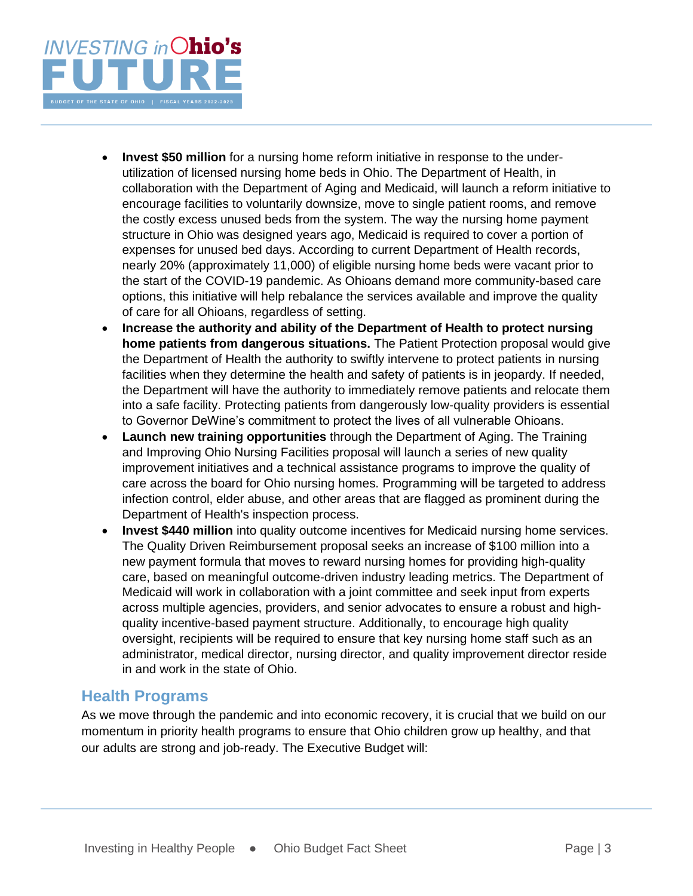- **Invest $50 million** for a nursing home reform initiative in response to the under-utilization of licensed nursing home beds in Ohio. The Department of Health, in collaboration with the Department of Aging and Medicaid, will launch a reform initiative to encourage facilities to voluntarily downsize, move to single patient rooms, and remove the costly excess unused beds from the system. The way the nursing home payment structure in Ohio was designed years ago, Medicaid is required to cover a portion of expenses for unused bed days. According to current Department of Health records, nearly 20% (approximately 11,000) of eligible nursing home beds were vacant prior to the start of the COVID-19 pandemic. As Ohioans demand more community-based care options, this initiative will help rebalance the services available and improve the quality of care for all Ohioans, regardless of setting.
- **Increase the authority and ability of the Department of Health to protect nursing home patients from dangerous situations.** The Patient Protection proposal would give the Department of Health the authority to swiftly intervene to protect patients in nursing facilities when they determine the health and safety of patients is in jeopardy. If needed, the Department will have the authority to immediately remove patients and relocate them into a safe facility. Protecting patients from dangerously low-quality providers is essential to Governor DeWine's commitment to protect the lives of all vulnerable Ohioans.
- **Launch new training opportunities** through the Department of Aging. The Training and Improving Ohio Nursing Facilities proposal will launch a series of new quality improvement initiatives and a technical assistance programs to improve the quality of care across the board for Ohio nursing homes. Programming will be targeted to address infection control, elder abuse, and other areas that are flagged as prominent during the Department of Health's inspection process.
- **Invest $440 million** into quality outcome incentives for Medicaid nursing home services. The Quality Driven Reimbursement proposal seeks an increase of $100 million into a new payment formula that moves to reward nursing homes for providing high-quality care, based on meaningful outcome-driven industry leading metrics. The Department of Medicaid will work in collaboration with a joint committee and seek input from experts across multiple agencies, providers, and senior advocates to ensure a robust and high-quality incentive-based payment structure. Additionally, to encourage high quality oversight, recipients will be required to ensure that key nursing home staff such as an administrator, medical director, nursing director, and quality improvement director reside in and work in the state of Ohio.

## Health Programs

As we move through the pandemic and into economic recovery, it is crucial that we build on our momentum in priority health programs to ensure that Ohio children grow up healthy, and that our adults are strong and job-ready. The Executive Budget will: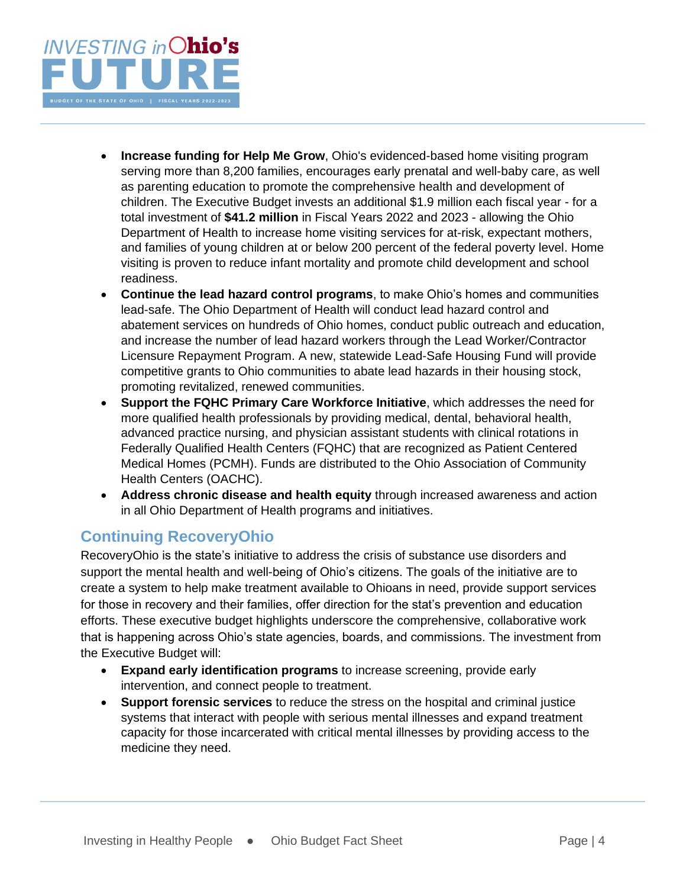- **Increase funding for Help Me Grow**, Ohio's evidenced-based home visiting program serving more than 8,200 families, encourages early prenatal and well-baby care, as well as parenting education to promote the comprehensive health and development of children. The Executive Budget invests an additional $1.9 million each fiscal year - for a total investment of **$41.2 million** in Fiscal Years 2022 and 2023 - allowing the Ohio Department of Health to increase home visiting services for at-risk, expectant mothers, and families of young children at or below 200 percent of the federal poverty level. Home visiting is proven to reduce infant mortality and promote child development and school readiness.
- **Continue the lead hazard control programs**, to make Ohio's homes and communities lead-safe. The Ohio Department of Health will conduct lead hazard control and abatement services on hundreds of Ohio homes, conduct public outreach and education, and increase the number of lead hazard workers through the Lead Worker/Contractor Licensure Repayment Program. A new, statewide Lead-Safe Housing Fund will provide competitive grants to Ohio communities to abate lead hazards in their housing stock, promoting revitalized, renewed communities.
- **Support the FQHC Primary Care Workforce Initiative**, which addresses the need for more qualified health professionals by providing medical, dental, behavioral health, advanced practice nursing, and physician assistant students with clinical rotations in Federally Qualified Health Centers (FQHC) that are recognized as Patient Centered Medical Homes (PCMH). Funds are distributed to the Ohio Association of Community Health Centers (OACHC).
- **Address chronic disease and health equity** through increased awareness and action in all Ohio Department of Health programs and initiatives.

## Continuing RecoveryOhio

RecoveryOhio is the state's initiative to address the crisis of substance use disorders and support the mental health and well-being of Ohio's citizens. The goals of the initiative are to create a system to help make treatment available to Ohioans in need, provide support services for those in recovery and their families, offer direction for the stat's prevention and education efforts. These executive budget highlights underscore the comprehensive, collaborative work that is happening across Ohio's state agencies, boards, and commissions. The investment from the Executive Budget will:

- **Expand early identification programs** to increase screening, provide early intervention, and connect people to treatment.
- **Support forensic services** to reduce the stress on the hospital and criminal justice systems that interact with people with serious mental illnesses and expand treatment capacity for those incarcerated with critical mental illnesses by providing access to the medicine they need.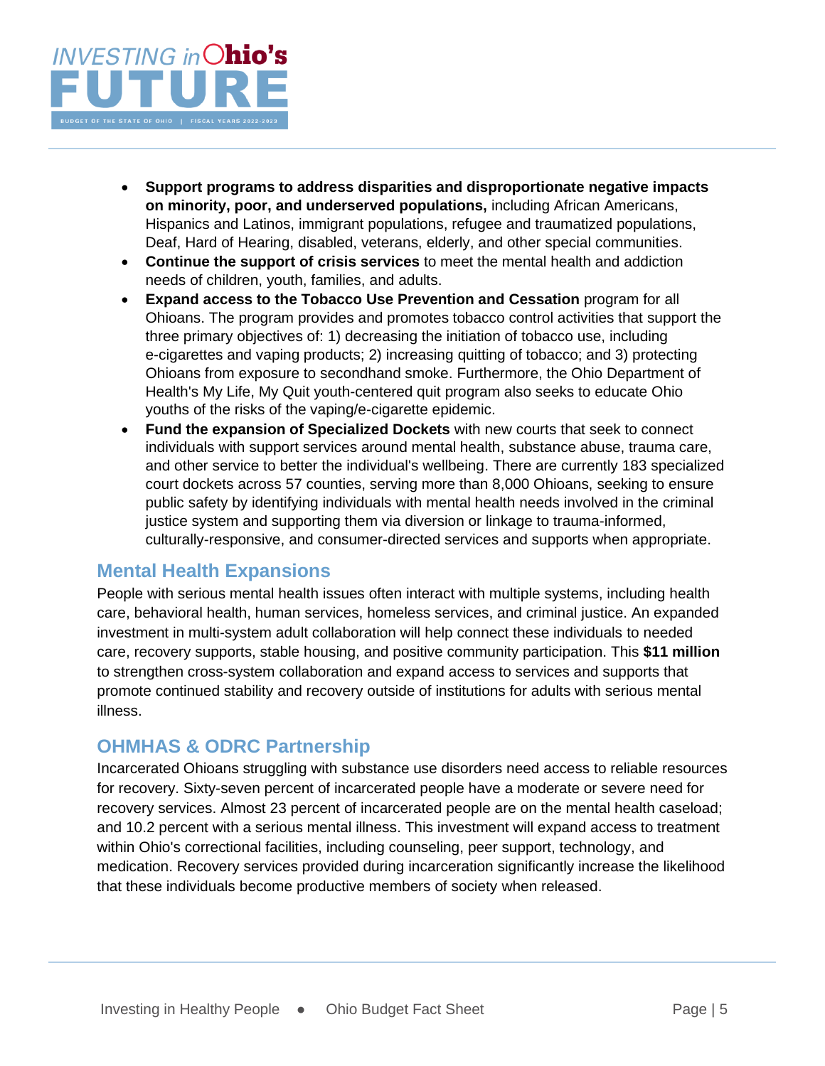- **Support programs to address disparities and disproportionate negative impacts on minority, poor, and underserved populations,** including African Americans, Hispanics and Latinos, immigrant populations, refugee and traumatized populations, Deaf, Hard of Hearing, disabled, veterans, elderly, and other special communities.
- **Continue the support of crisis services** to meet the mental health and addiction needs of children, youth, families, and adults.
- **Expand access to the Tobacco Use Prevention and Cessation** program for all Ohioans. The program provides and promotes tobacco control activities that support the three primary objectives of: 1) decreasing the initiation of tobacco use, including e-cigarettes and vaping products; 2) increasing quitting of tobacco; and 3) protecting Ohioans from exposure to secondhand smoke. Furthermore, the Ohio Department of Health's My Life, My Quit youth-centered quit program also seeks to educate Ohio youths of the risks of the vaping/e-cigarette epidemic.
- **Fund the expansion of Specialized Dockets** with new courts that seek to connect individuals with support services around mental health, substance abuse, trauma care, and other service to better the individual's wellbeing. There are currently 183 specialized court dockets across 57 counties, serving more than 8,000 Ohioans, seeking to ensure public safety by identifying individuals with mental health needs involved in the criminal justice system and supporting them via diversion or linkage to trauma-informed, culturally-responsive, and consumer-directed services and supports when appropriate.

## Mental Health Expansions

People with serious mental health issues often interact with multiple systems, including health care, behavioral health, human services, homeless services, and criminal justice. An expanded investment in multi-system adult collaboration will help connect these individuals to needed care, recovery supports, stable housing, and positive community participation. This **$11 million** to strengthen cross-system collaboration and expand access to services and supports that promote continued stability and recovery outside of institutions for adults with serious mental illness.

## OHMHAS & ODRC Partnership

Incarcerated Ohioans struggling with substance use disorders need access to reliable resources for recovery. Sixty-seven percent of incarcerated people have a moderate or severe need for recovery services. Almost 23 percent of incarcerated people are on the mental health caseload; and 10.2 percent with a serious mental illness. This investment will expand access to treatment within Ohio's correctional facilities, including counseling, peer support, technology, and medication. Recovery services provided during incarceration significantly increase the likelihood that these individuals become productive members of society when released.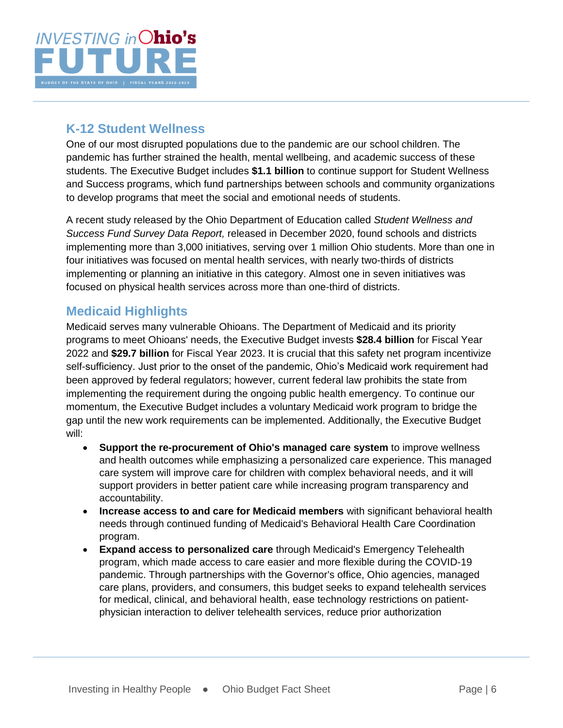## K-12 Student Wellness

One of our most disrupted populations due to the pandemic are our school children. The pandemic has further strained the health, mental wellbeing, and academic success of these students. The Executive Budget includes **$1.1 billion** to continue support for Student Wellness and Success programs, which fund partnerships between schools and community organizations to develop programs that meet the social and emotional needs of students.

A recent study released by the Ohio Department of Education called *Student Wellness and Success Fund Survey Data Report,* released in December 2020, found schools and districts implementing more than 3,000 initiatives, serving over 1 million Ohio students. More than one in four initiatives was focused on mental health services, with nearly two-thirds of districts implementing or planning an initiative in this category. Almost one in seven initiatives was focused on physical health services across more than one-third of districts.

## Medicaid Highlights

Medicaid serves many vulnerable Ohioans. The Department of Medicaid and its priority programs to meet Ohioans' needs, the Executive Budget invests **$28.4 billion** for Fiscal Year 2022 and **$29.7 billion** for Fiscal Year 2023. It is crucial that this safety net program incentivize self-sufficiency. Just prior to the onset of the pandemic, Ohio's Medicaid work requirement had been approved by federal regulators; however, current federal law prohibits the state from implementing the requirement during the ongoing public health emergency. To continue our momentum, the Executive Budget includes a voluntary Medicaid work program to bridge the gap until the new work requirements can be implemented. Additionally, the Executive Budget will:

- **Support the re-procurement of Ohio's managed care system** to improve wellness and health outcomes while emphasizing a personalized care experience. This managed care system will improve care for children with complex behavioral needs, and it will support providers in better patient care while increasing program transparency and accountability.
- **Increase access to and care for Medicaid members** with significant behavioral health needs through continued funding of Medicaid's Behavioral Health Care Coordination program.
- **Expand access to personalized care** through Medicaid's Emergency Telehealth program, which made access to care easier and more flexible during the COVID-19 pandemic. Through partnerships with the Governor's office, Ohio agencies, managed care plans, providers, and consumers, this budget seeks to expand telehealth services for medical, clinical, and behavioral health, ease technology restrictions on patient-physician interaction to deliver telehealth services, reduce prior authorization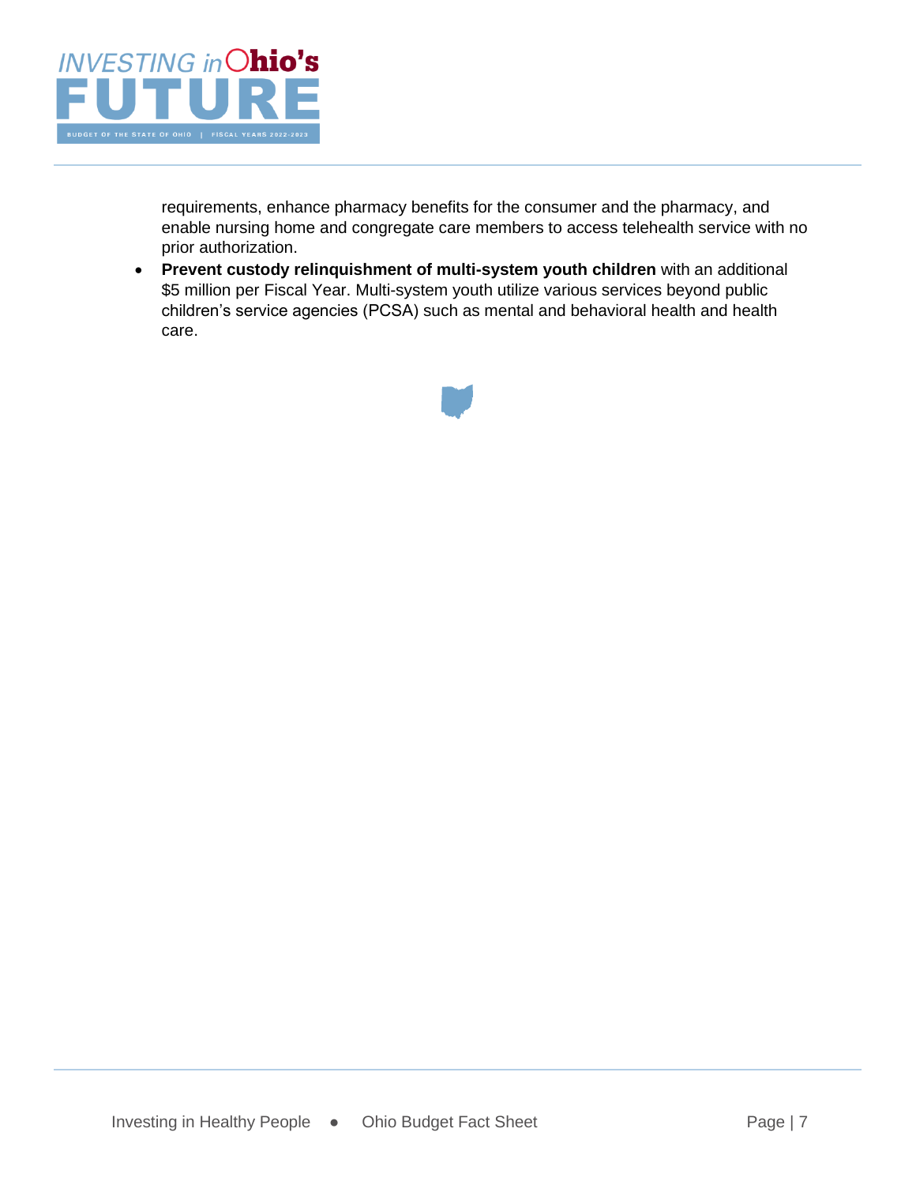requirements, enhance pharmacy benefits for the consumer and the pharmacy, and enable nursing home and congregate care members to access telehealth service with no prior authorization.

- **Prevent custody relinquishment of multi-system youth children** with an additional $5 million per Fiscal Year. Multi-system youth utilize various services beyond public children's service agencies (PCSA) such as mental and behavioral health and health care.